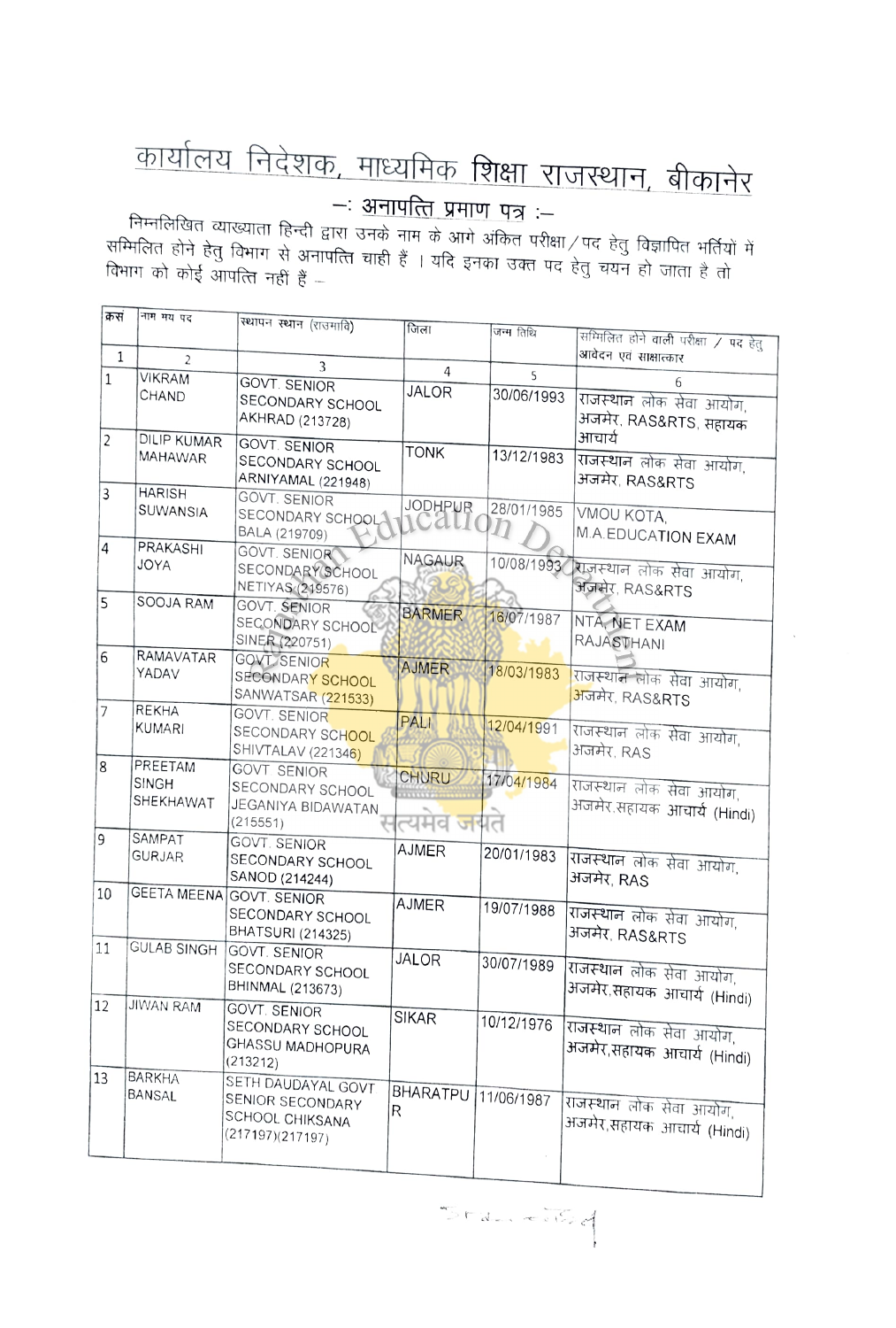# कार्यालय निदेशक, माध्यमिक शिक्षा राजस्थान, बीकानेर

## —: अनापत्ति प्रमाण पत्र :—

निम्नलिखित व्याख्याता हिन्दी द्वारा उनके नाम के आगे अंकित परीक्षा/पद हेतु विज्ञापित भर्तियों में सम्मिलित होने हेतु विभाग से अनापत्ति चाही हैं । यदि इनका उक्त पद हेतु चयन हो जाता है तो विभाग को कोई आपत्ति नहीं हैं —

| क्रस | नाम मय पद | स्थापन स्थान (राउमावि) | जिला | जन्म तिथि | सम्मिलित होने वाली परीक्षा / पद हेतु आवेदन एवं साक्षात्कार |
|---|---|---|---|---|---|
| 1 | 2 | 3 | 4 | 5 | 6 |
| 1 | VIKRAM CHAND | GOVT. SENIOR SECONDARY SCHOOL AKHRAD (213728) | JALOR | 30/06/1993 | राजस्थान लोक सेवा आयोग, अजमेर, RAS&RTS, सहायक आचार्य |
| 2 | DILIP KUMAR MAHAWAR | GOVT. SENIOR SECONDARY SCHOOL ARNIYAMAL (221948) | TONK | 13/12/1983 | राजस्थान लोक सेवा आयोग, अजमेर, RAS&RTS |
| 3 | HARISH SUWANSIA | GOVT. SENIOR SECONDARY SCHOOL BALA (219709) | JODHPUR | 28/01/1985 | VMOU KOTA, M.A.EDUCATION EXAM |
| 4 | PRAKASHI JOYA | GOVT. SENIOR SECONDARY SCHOOL NETIYAS (219576) | NAGAUR | 10/08/1993 | राजस्थान लोक सेवा आयोग, अजमेर, RAS&RTS |
| 5 | SOOJA RAM | GOVT. SENIOR SECONDARY SCHOOL SINER (220751) | BARMER | 16/07/1987 | NTA, NET EXAM RAJASTHANI |
| 6 | RAMAVATAR YADAV | GOVT. SENIOR SECONDARY SCHOOL SANWATSAR (221533) | AJMER | 18/03/1983 | राजस्थान लोक सेवा आयोग, अजमेर, RAS&RTS |
| 7 | REKHA KUMARI | GOVT. SENIOR SECONDARY SCHOOL SHIVTALAV (221346) | PALI | 12/04/1991 | राजस्थान लोक सेवा आयोग, अजमेर, RAS |
| 8 | PREETAM SINGH SHEKHAWAT | GOVT. SENIOR SECONDARY SCHOOL JEGANIYA BIDAWATAN (215551) | CHURU | 17/04/1984 | राजस्थान लोक सेवा आयोग, अजमेर,सहायक आचार्य (Hindi) |
| 9 | SAMPAT GURJAR | GOVT. SENIOR SECONDARY SCHOOL SANOD (214244) | AJMER | 20/01/1983 | राजस्थान लोक सेवा आयोग, अजमेर, RAS |
| 10 | GEETA MEENA | GOVT. SENIOR SECONDARY SCHOOL BHATSURI (214325) | AJMER | 19/07/1988 | राजस्थान लोक सेवा आयोग, अजमेर, RAS&RTS |
| 11 | GULAB SINGH | GOVT. SENIOR SECONDARY SCHOOL BHINMAL (213673) | JALOR | 30/07/1989 | राजस्थान लोक सेवा आयोग, अजमेर,सहायक आचार्य (Hindi) |
| 12 | JIWAN RAM | GOVT. SENIOR SECONDARY SCHOOL GHASSU MADHOPURA (213212) | SIKAR | 10/12/1976 | राजस्थान लोक सेवा आयोग, अजमेर,सहायक आचार्य (Hindi) |
| 13 | BARKHA BANSAL | SETH DAUDAYAL GOVT SENIOR SECONDARY SCHOOL CHIKSANA (217197)(217197) | BHARATPUR | 11/06/1987 | राजस्थान लोक सेवा आयोग, अजमेर,सहायक आचार्य (Hindi) |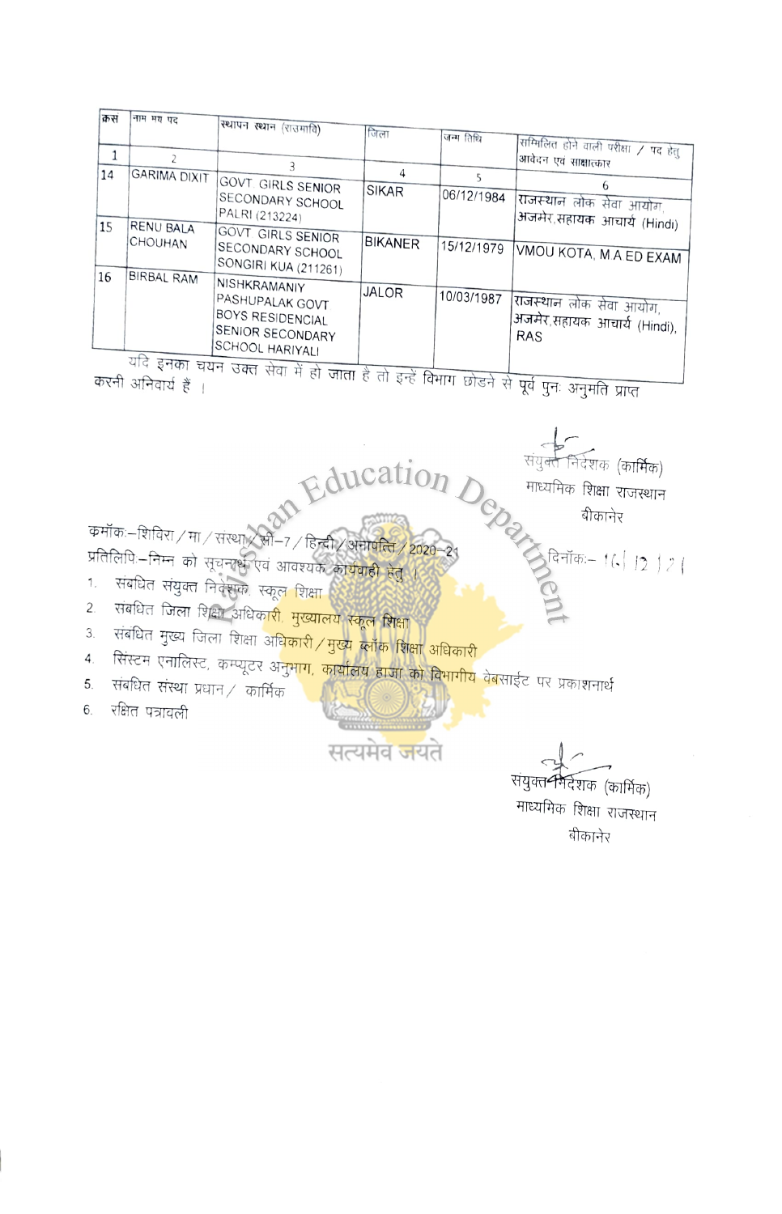| क्र.सं. | नाम मय पद | स्थापन स्थान (राउमावि) | जिला | जन्म तिथि | सम्मिलित होने वाली परीक्षा / पद हेतु आवेदन एवं साक्षात्कार |
|---|---|---|---|---|---|
| 1 | 2 | 3 | 4 | 5 | 6 |
| 14 | GARIMA DIXIT | GOVT. GIRLS SENIOR SECONDARY SCHOOL PALRI (213224) | SIKAR | 06/12/1984 | राजस्थान लोक सेवा आयोग, अजमेर,सहायक आचार्य (Hindi) |
| 15 | RENU BALA CHOUHAN | GOVT. GIRLS SENIOR SECONDARY SCHOOL SONGIRI KUA (211261) | BIKANER | 15/12/1979 | VMOU KOTA, M.A ED EXAM |
| 16 | BIRBAL RAM | NISHKRAMANIY PASHUPALAK GOVT BOYS RESIDENCIAL SENIOR SECONDARY SCHOOL HARIYALI | JALOR | 10/03/1987 | राजस्थान लोक सेवा आयोग, अजमेर,सहायक आचार्य (Hindi), RAS |

यदि इनका चयन उक्त सेवा में हो जाता है तो इन्हें विभाग छोडने से पूर्व पुनः अनुमति प्राप्त करनी अनिवार्य हैं ।

संयुक्त निदेशक (कार्मिक)
माध्यमिक शिक्षा राजस्थान
बीकानेर

क्रमांकः–शिविरा / मा / संस्था / सी–7 / हिन्दी / अनापत्ति / 2020–21 दिनांकः– 16/12/21

प्रतिलिपि–निम्न को सूचनार्थ एवं आवश्यक कार्यवाही हेतु :

1. संबंधित संयुक्त निदेशक, स्कूल शिक्षा
2. संबधित जिला शिक्षा अधिकारी, मुख्यालय स्कूल शिक्षा
3. संबंधित मुख्य जिला शिक्षा अधिकारी / मुख्य ब्लॉक शिक्षा अधिकारी
4. सिस्टम एनालिस्ट, कम्प्यूटर अनुभाग, कार्यालय हाजा को विभागीय वेबसाईट पर प्रकाशनार्थ
5. संबधित संस्था प्रधान / कार्मिक
6. रक्षित पत्रावली

संयुक्त निदेशक (कार्मिक)
माध्यमिक शिक्षा राजस्थान
बीकानेर